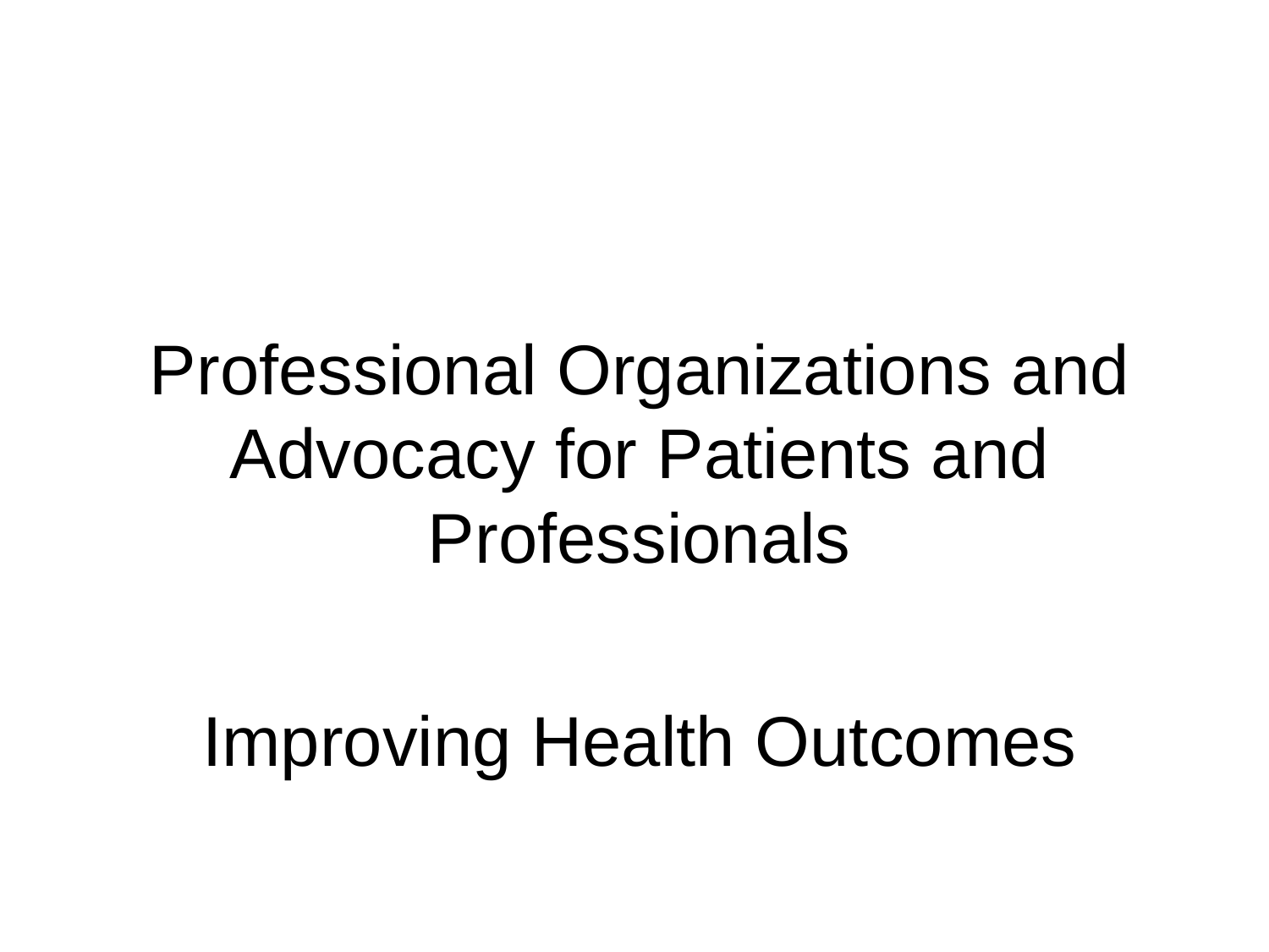# Professional Organizations and Advocacy for Patients and Professionals

## Improving Health Outcomes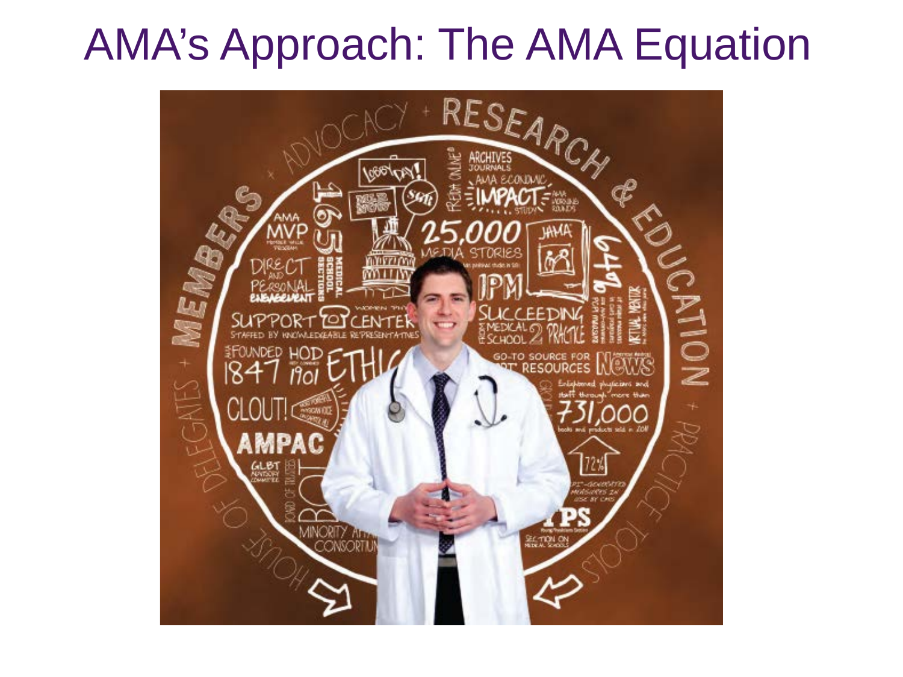# AMA's Approach: The AMA Equation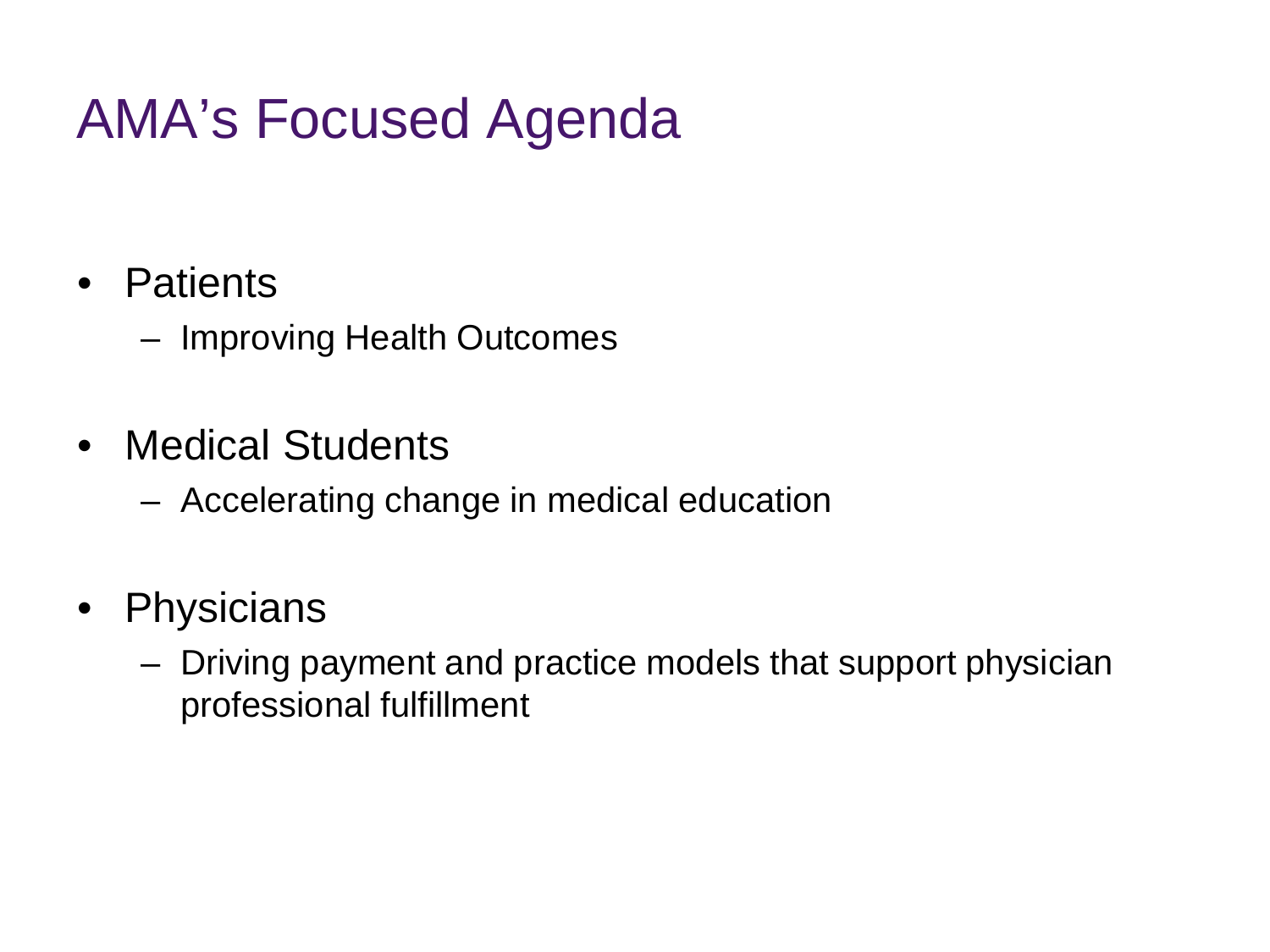# AMA's Focused Agenda

- Patients
  - Improving Health Outcomes
- Medical Students
  - Accelerating change in medical education
- Physicians
  - Driving payment and practice models that support physician professional fulfillment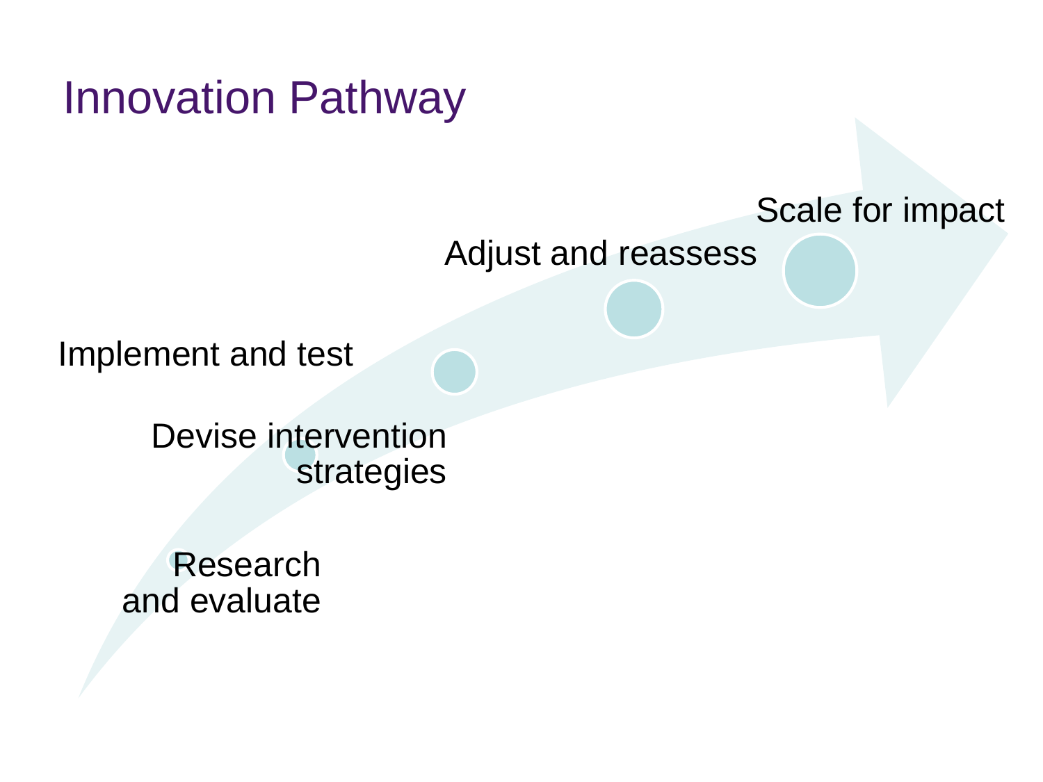# Innovation Pathway

- Research and evaluate
- Devise intervention strategies
- Implement and test
- Adjust and reassess
- Scale for impact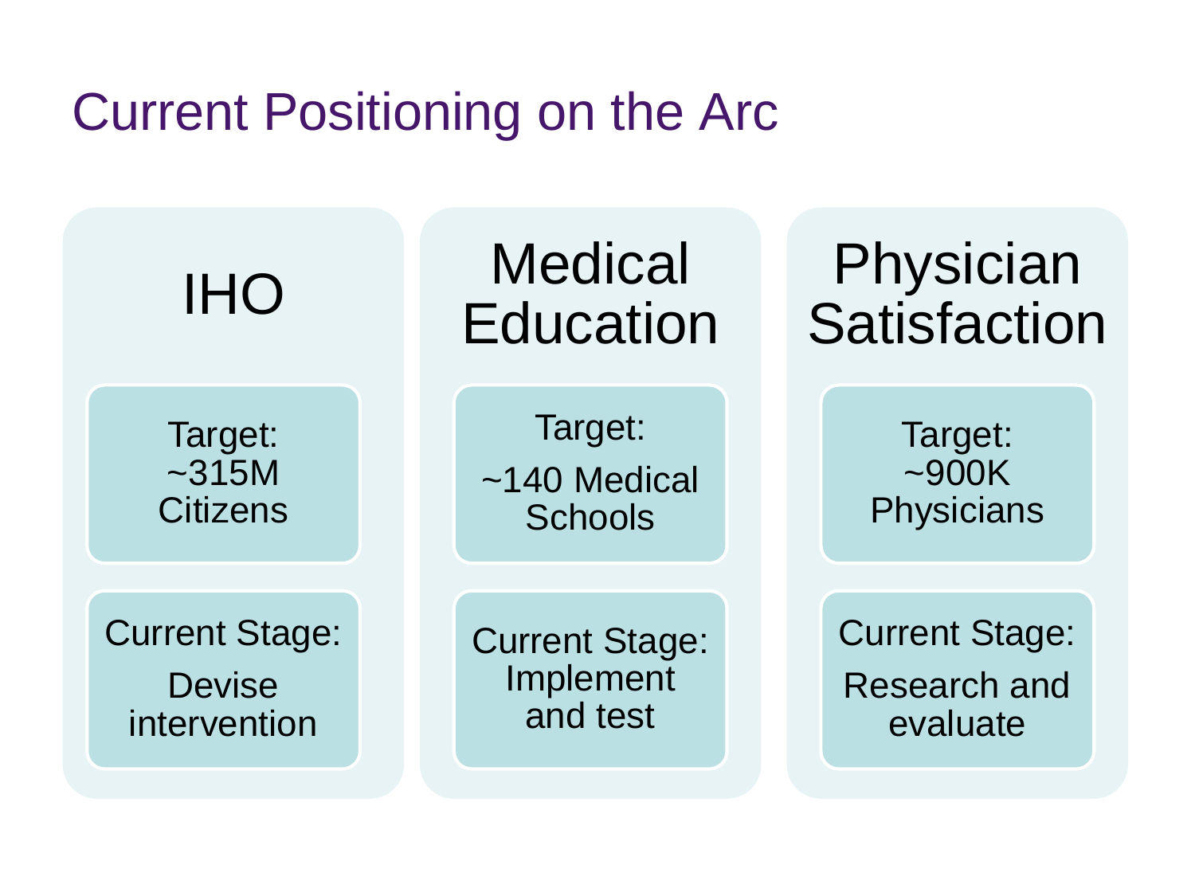# Current Positioning on the Arc

## IHO

Target: ~315M Citizens

Current Stage: Devise intervention

## Medical Education

Target: ~140 Medical Schools

Current Stage: Implement and test

## Physician Satisfaction

Target: ~900K Physicians

Current Stage: Research and evaluate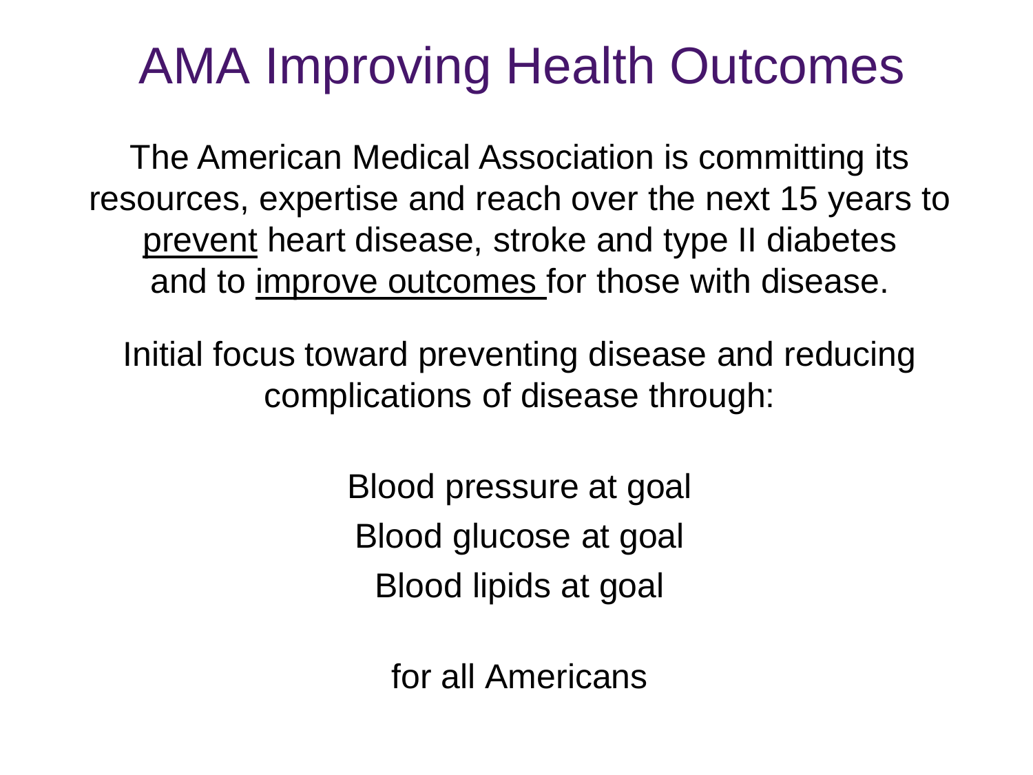# AMA Improving Health Outcomes

The American Medical Association is committing its resources, expertise and reach over the next 15 years to <u>prevent</u> heart disease, stroke and type II diabetes and to <u>improve outcomes</u> for those with disease.

Initial focus toward preventing disease and reducing complications of disease through:

Blood pressure at goal

Blood glucose at goal

Blood lipids at goal

for all Americans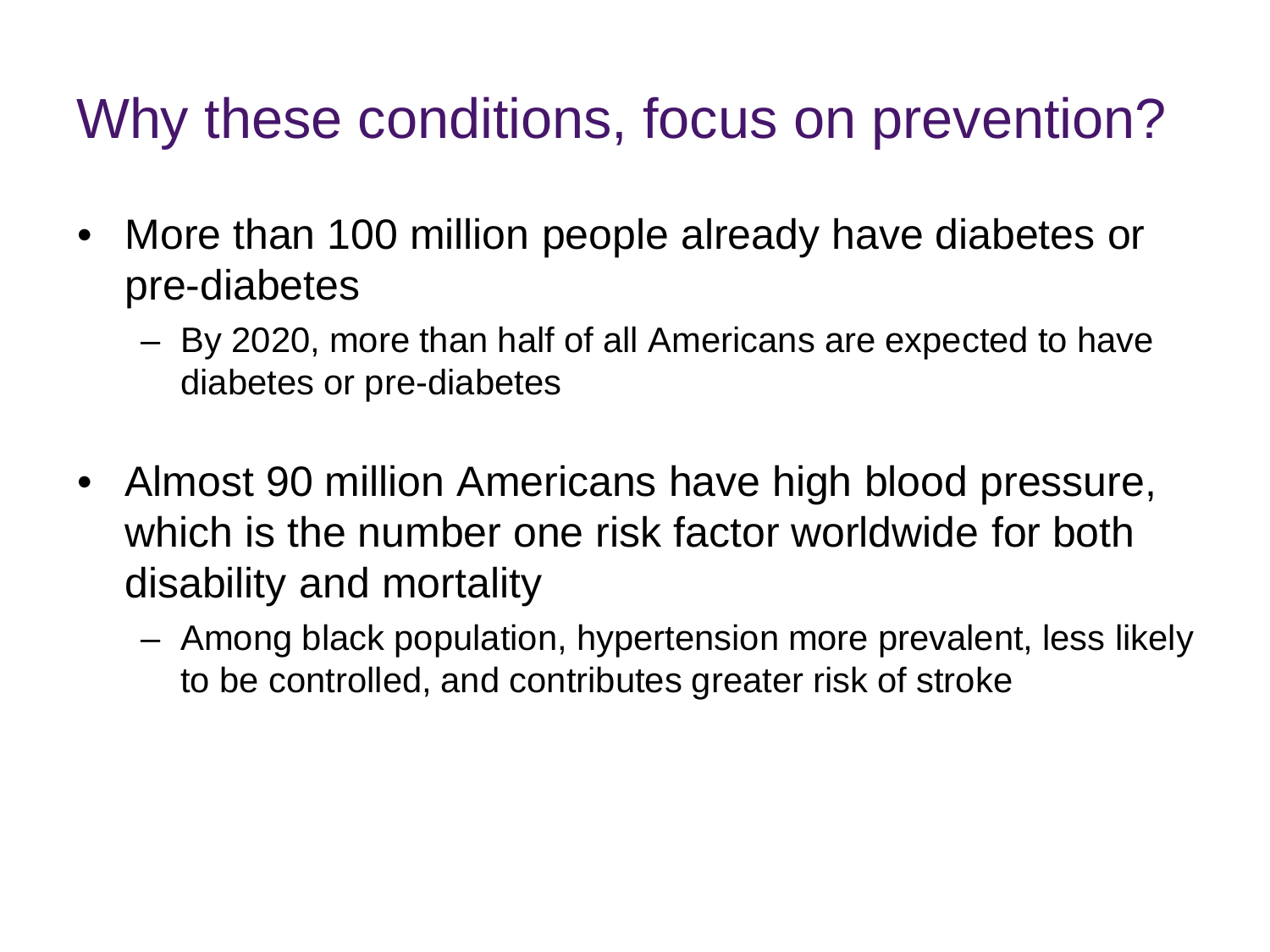# Why these conditions, focus on prevention?

- More than 100 million people already have diabetes or pre-diabetes
  - By 2020, more than half of all Americans are expected to have diabetes or pre-diabetes
- Almost 90 million Americans have high blood pressure, which is the number one risk factor worldwide for both disability and mortality
  - Among black population, hypertension more prevalent, less likely to be controlled, and contributes greater risk of stroke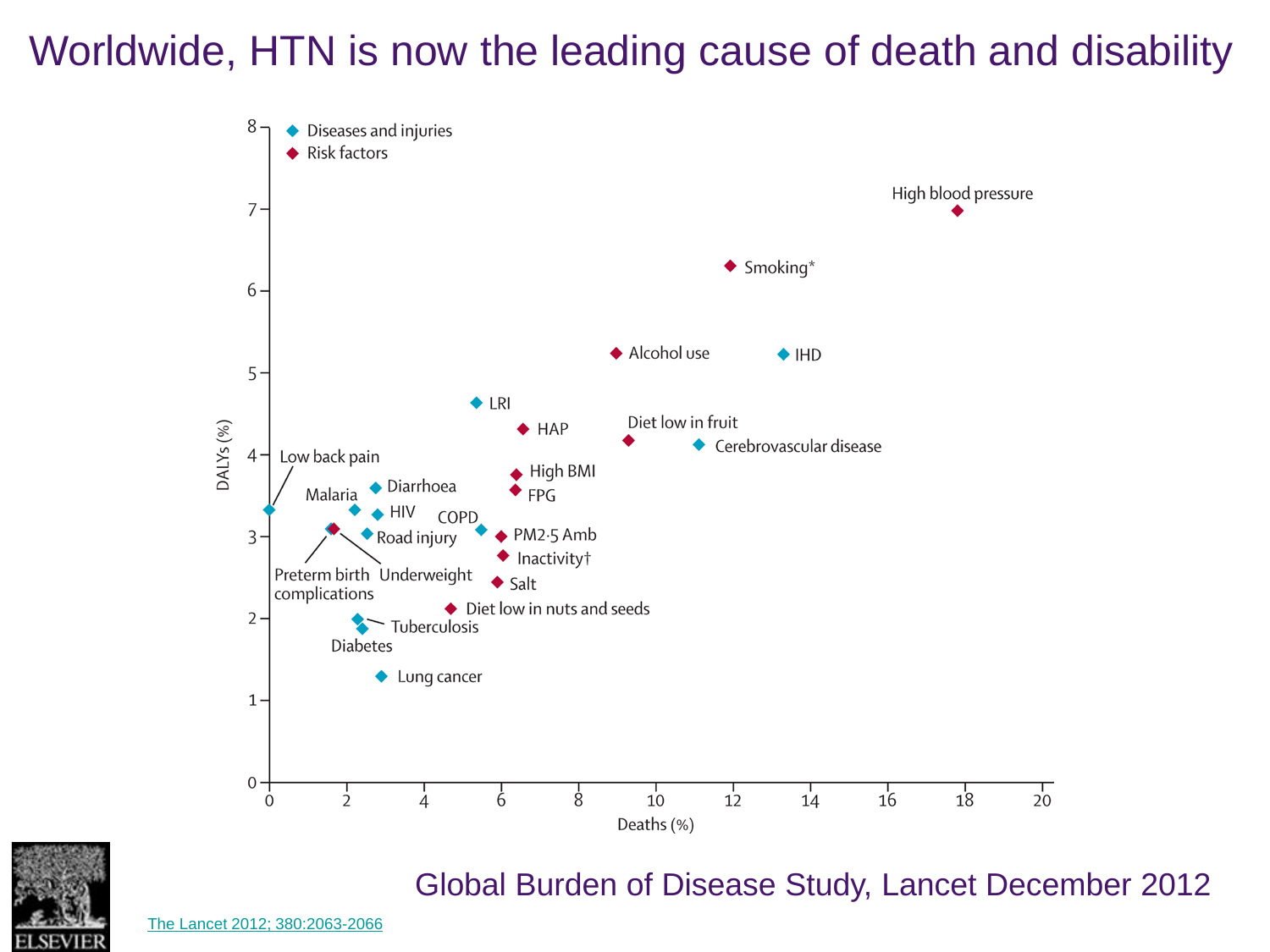# Worldwide, HTN is now the leading cause of death and disability

Diseases and injuries
Risk factors

DALYs (%)

Deaths (%)

High blood pressure
Smoking*
Alcohol use
IHD
LRI
HAP
Diet low in fruit
Cerebrovascular disease
Low back pain
High BMI
FPG
Diarrhoea
Malaria
HIV
COPD
Road injury
PM2·5 Amb
Inactivity†
Preterm birth complications
Underweight
Salt
Diet low in nuts and seeds
Tuberculosis
Diabetes
Lung cancer

Global Burden of Disease Study, Lancet December 2012

The Lancet 2012; 380:2063-2066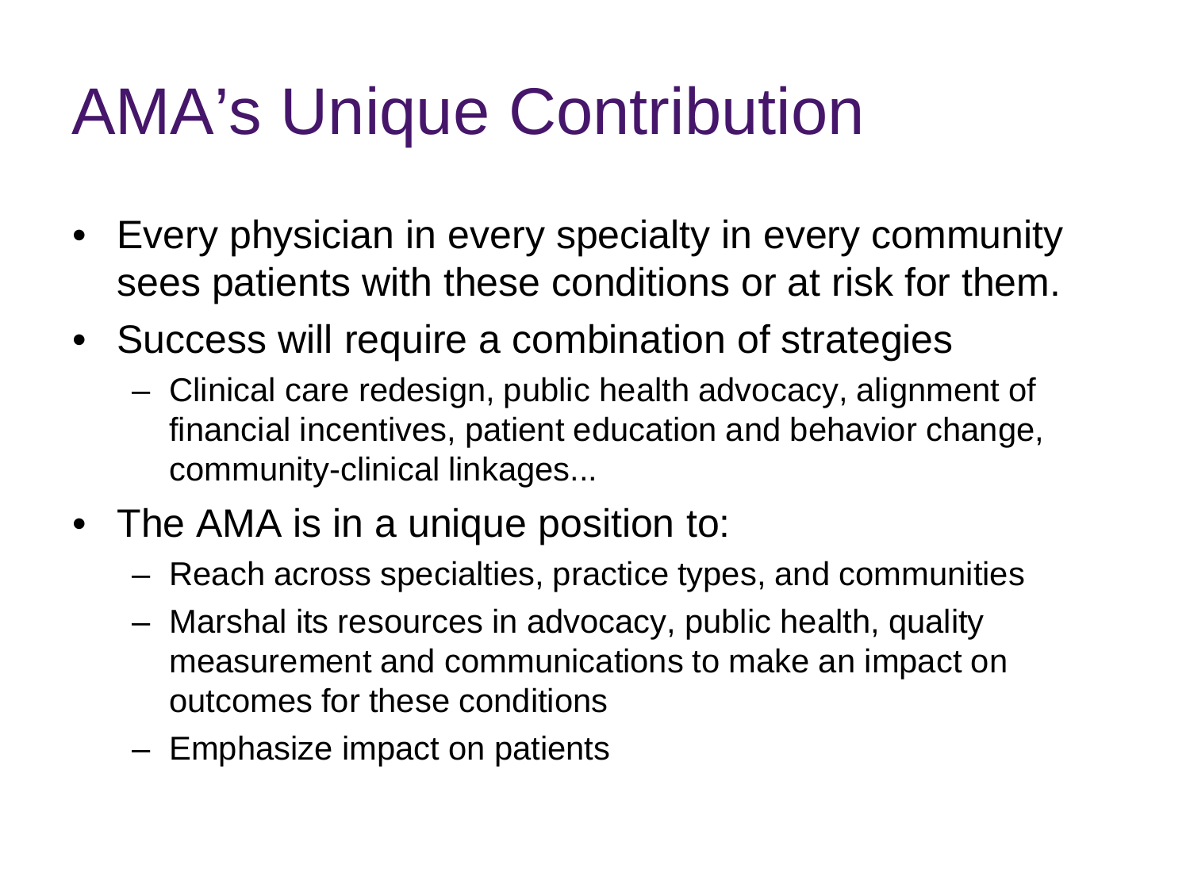# AMA's Unique Contribution

- Every physician in every specialty in every community sees patients with these conditions or at risk for them.
- Success will require a combination of strategies
  - Clinical care redesign, public health advocacy, alignment of financial incentives, patient education and behavior change, community-clinical linkages...
- The AMA is in a unique position to:
  - Reach across specialties, practice types, and communities
  - Marshal its resources in advocacy, public health, quality measurement and communications to make an impact on outcomes for these conditions
  - Emphasize impact on patients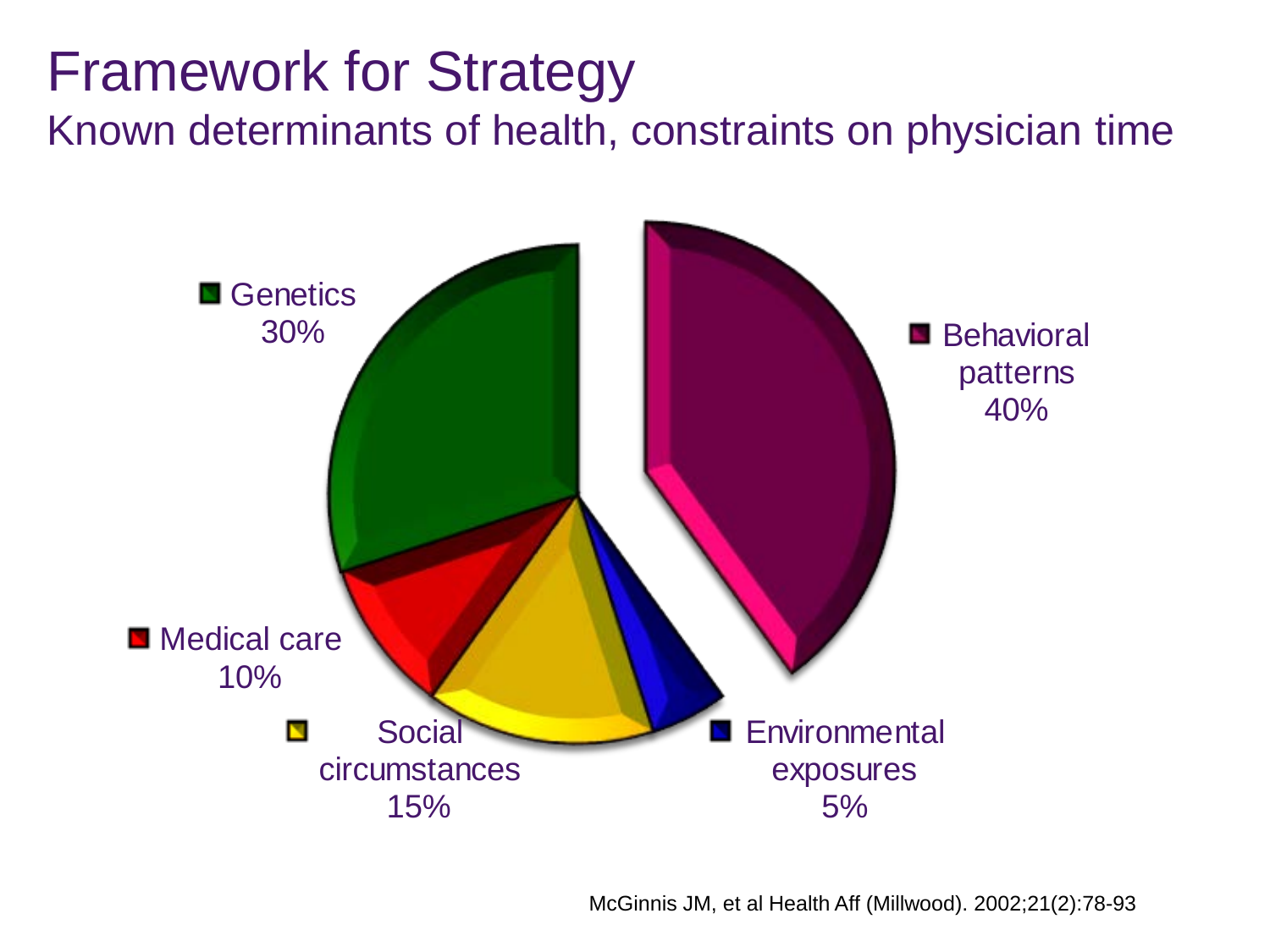# Framework for Strategy

## Known determinants of health, constraints on physician time

Genetics 30%

Behavioral patterns 40%

Medical care 10%

Social circumstances 15%

Environmental exposures 5%

McGinnis JM, et al Health Aff (Millwood). 2002;21(2):78-93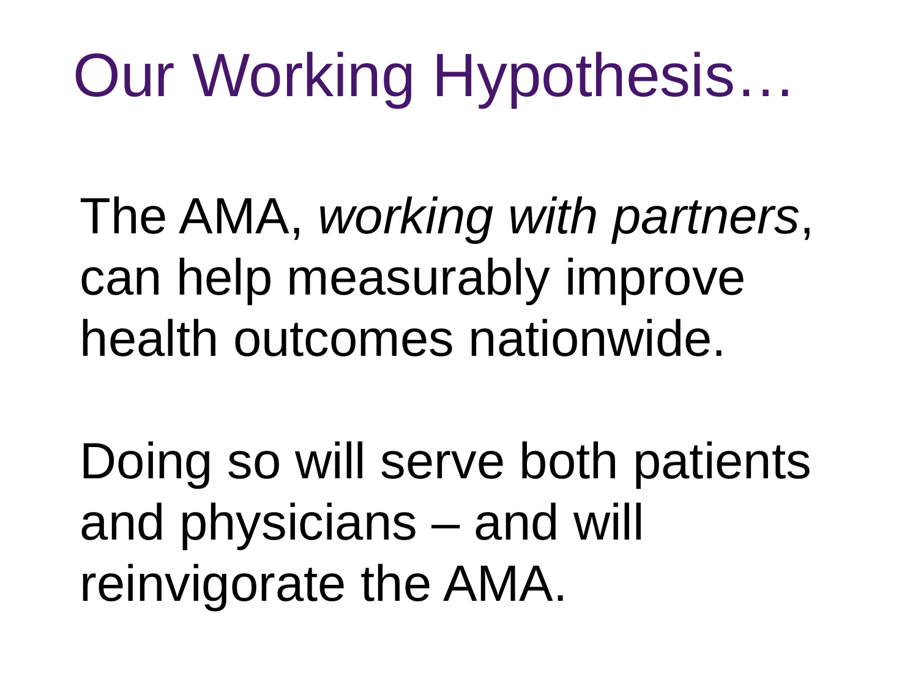# Our Working Hypothesis…

The AMA, *working with partners*, can help measurably improve health outcomes nationwide.

Doing so will serve both patients and physicians – and will reinvigorate the AMA.